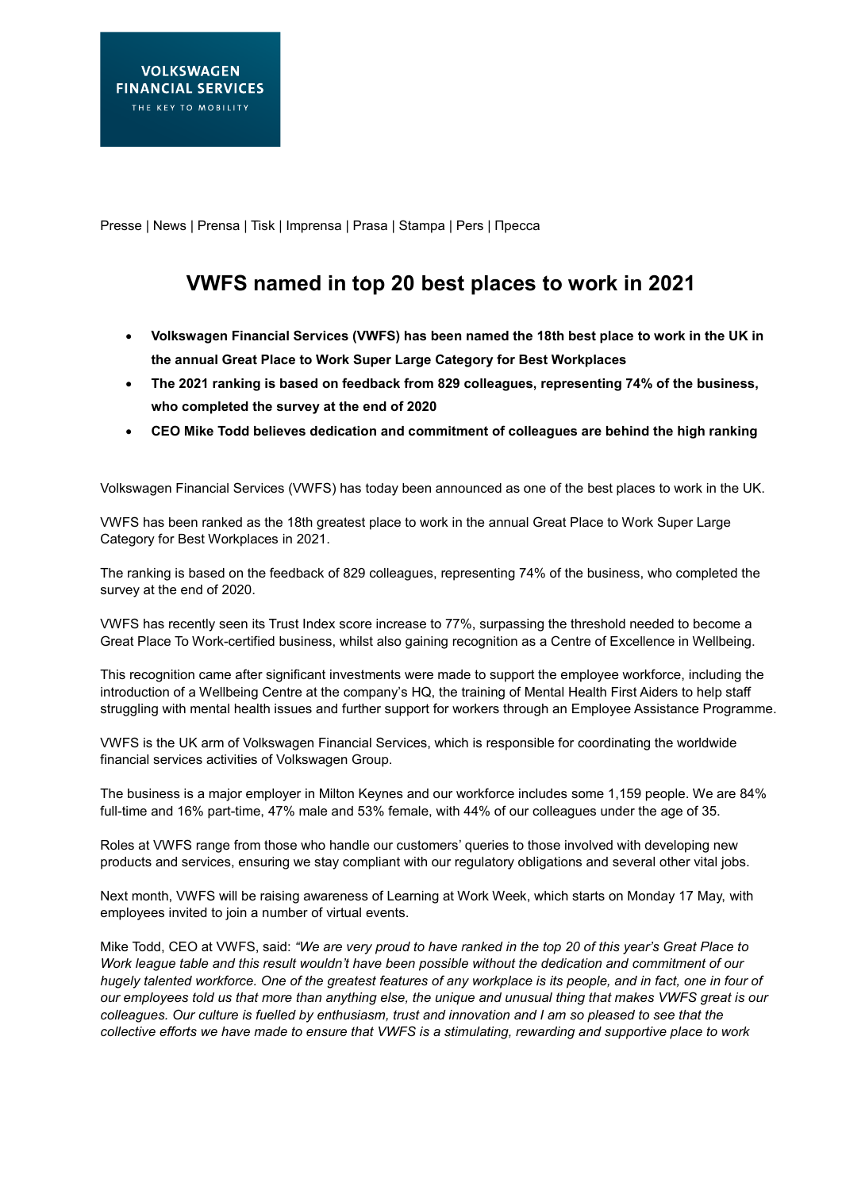VOLKSWAGEN
FINANCIAL SERVICES
THE KEY TO MOBILITY

Presse | News | Prensa | Tisk | Imprensa | Prasa | Stampa | Pers | Пресса

# VWFS named in top 20 best places to work in 2021

- **Volkswagen Financial Services (VWFS) has been named the 18th best place to work in the UK in the annual Great Place to Work Super Large Category for Best Workplaces**
- **The 2021 ranking is based on feedback from 829 colleagues, representing 74% of the business, who completed the survey at the end of 2020**
- **CEO Mike Todd believes dedication and commitment of colleagues are behind the high ranking**

Volkswagen Financial Services (VWFS) has today been announced as one of the best places to work in the UK.

VWFS has been ranked as the 18th greatest place to work in the annual Great Place to Work Super Large Category for Best Workplaces in 2021.

The ranking is based on the feedback of 829 colleagues, representing 74% of the business, who completed the survey at the end of 2020.

VWFS has recently seen its Trust Index score increase to 77%, surpassing the threshold needed to become a Great Place To Work-certified business, whilst also gaining recognition as a Centre of Excellence in Wellbeing.

This recognition came after significant investments were made to support the employee workforce, including the introduction of a Wellbeing Centre at the company's HQ, the training of Mental Health First Aiders to help staff struggling with mental health issues and further support for workers through an Employee Assistance Programme.

VWFS is the UK arm of Volkswagen Financial Services, which is responsible for coordinating the worldwide financial services activities of Volkswagen Group.

The business is a major employer in Milton Keynes and our workforce includes some 1,159 people. We are 84% full-time and 16% part-time, 47% male and 53% female, with 44% of our colleagues under the age of 35.

Roles at VWFS range from those who handle our customers' queries to those involved with developing new products and services, ensuring we stay compliant with our regulatory obligations and several other vital jobs.

Next month, VWFS will be raising awareness of Learning at Work Week, which starts on Monday 17 May, with employees invited to join a number of virtual events.

Mike Todd, CEO at VWFS, said: *"We are very proud to have ranked in the top 20 of this year's Great Place to Work league table and this result wouldn't have been possible without the dedication and commitment of our hugely talented workforce. One of the greatest features of any workplace is its people, and in fact, one in four of our employees told us that more than anything else, the unique and unusual thing that makes VWFS great is our colleagues. Our culture is fuelled by enthusiasm, trust and innovation and I am so pleased to see that the collective efforts we have made to ensure that VWFS is a stimulating, rewarding and supportive place to work*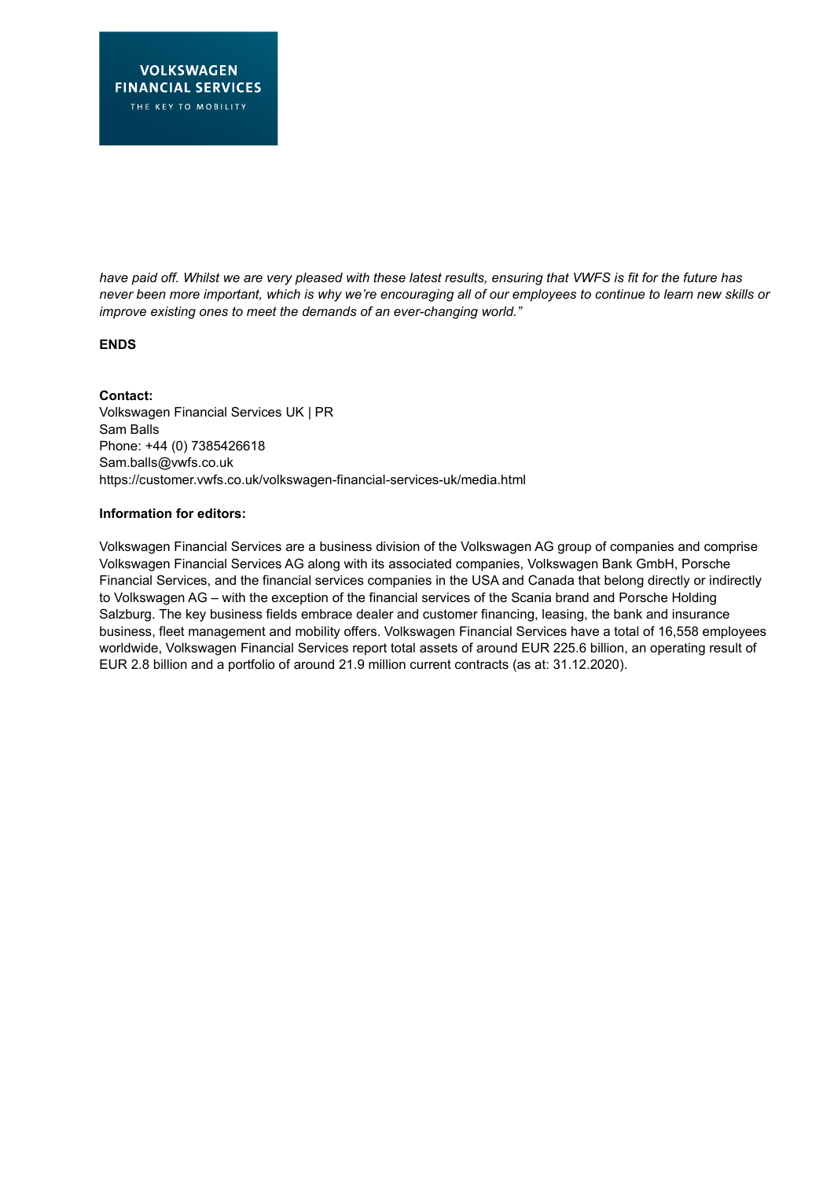*have paid off. Whilst we are very pleased with these latest results, ensuring that VWFS is fit for the future has never been more important, which is why we're encouraging all of our employees to continue to learn new skills or improve existing ones to meet the demands of an ever-changing world."*

**ENDS**

**Contact:**
Volkswagen Financial Services UK | PR
Sam Balls
Phone: +44 (0) 7385426618
Sam.balls@vwfs.co.uk
https://customer.vwfs.co.uk/volkswagen-financial-services-uk/media.html

**Information for editors:**

Volkswagen Financial Services are a business division of the Volkswagen AG group of companies and comprise Volkswagen Financial Services AG along with its associated companies, Volkswagen Bank GmbH, Porsche Financial Services, and the financial services companies in the USA and Canada that belong directly or indirectly to Volkswagen AG – with the exception of the financial services of the Scania brand and Porsche Holding Salzburg. The key business fields embrace dealer and customer financing, leasing, the bank and insurance business, fleet management and mobility offers. Volkswagen Financial Services have a total of 16,558 employees worldwide, Volkswagen Financial Services report total assets of around EUR 225.6 billion, an operating result of EUR 2.8 billion and a portfolio of around 21.9 million current contracts (as at: 31.12.2020).